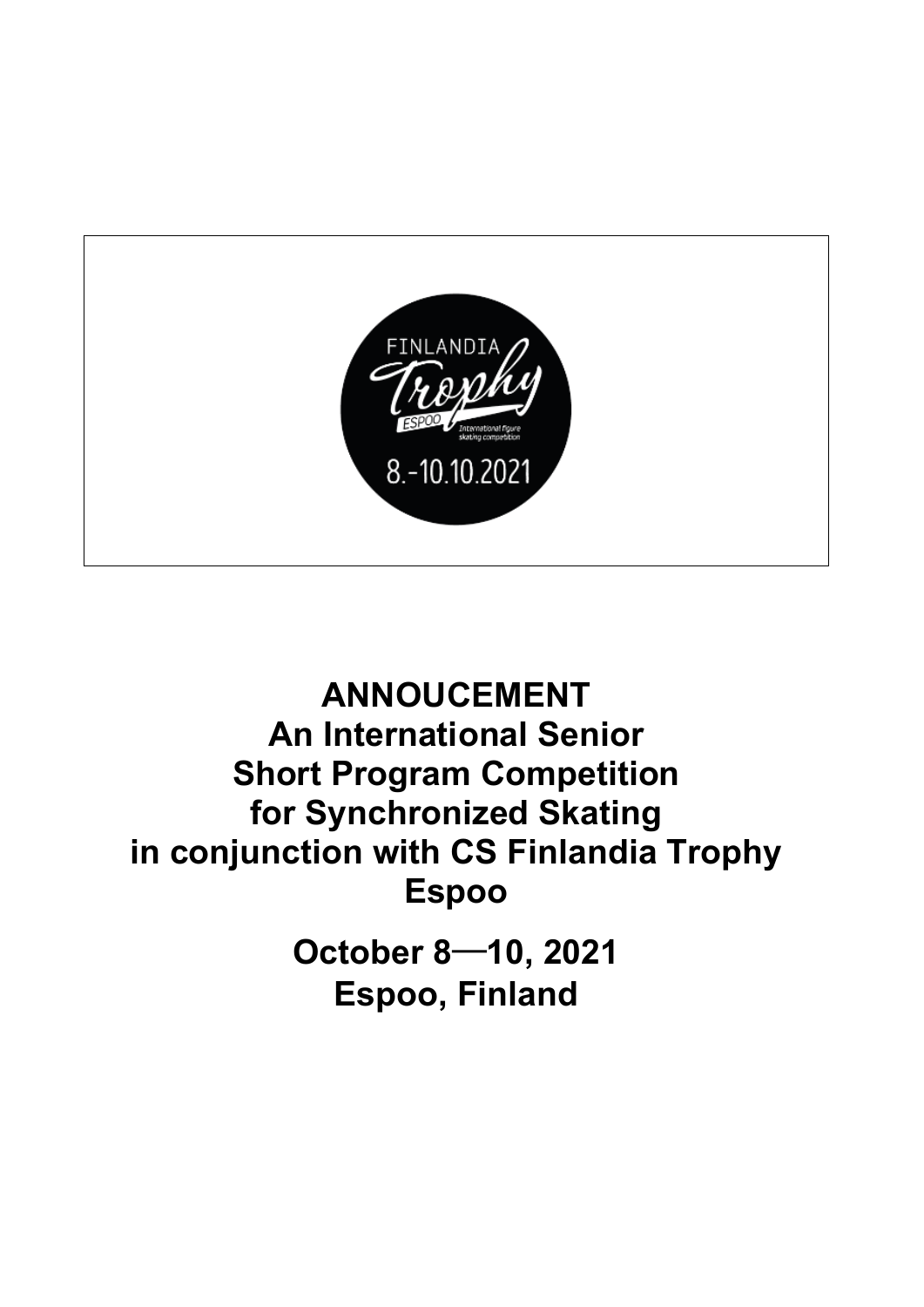# ANNOUCEMENT
# An International Senior Short Program Competition for Synchronized Skating in conjunction with CS Finlandia Trophy Espoo

## October 8—10, 2021
## Espoo, Finland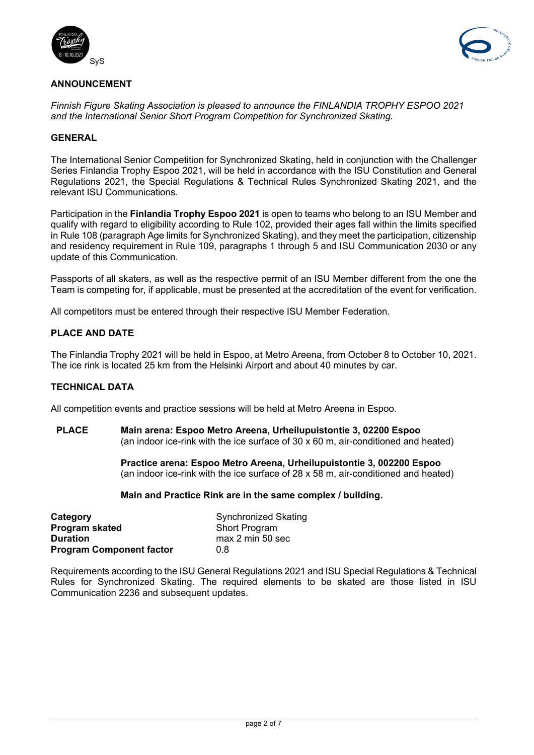## ANNOUNCEMENT

*Finnish Figure Skating Association is pleased to announce the FINLANDIA TROPHY ESPOO 2021 and the International Senior Short Program Competition for Synchronized Skating.*

## GENERAL

The International Senior Competition for Synchronized Skating, held in conjunction with the Challenger Series Finlandia Trophy Espoo 2021, will be held in accordance with the ISU Constitution and General Regulations 2021, the Special Regulations & Technical Rules Synchronized Skating 2021, and the relevant ISU Communications.

Participation in the **Finlandia Trophy Espoo 2021** is open to teams who belong to an ISU Member and qualify with regard to eligibility according to Rule 102, provided their ages fall within the limits specified in Rule 108 (paragraph Age limits for Synchronized Skating), and they meet the participation, citizenship and residency requirement in Rule 109, paragraphs 1 through 5 and ISU Communication 2030 or any update of this Communication.

Passports of all skaters, as well as the respective permit of an ISU Member different from the one the Team is competing for, if applicable, must be presented at the accreditation of the event for verification.

All competitors must be entered through their respective ISU Member Federation.

## PLACE AND DATE

The Finlandia Trophy 2021 will be held in Espoo, at Metro Areena, from October 8 to October 10, 2021. The ice rink is located 25 km from the Helsinki Airport and about 40 minutes by car.

## TECHNICAL DATA

All competition events and practice sessions will be held at Metro Areena in Espoo.

**PLACE** **Main arena: Espoo Metro Areena, Urheilupuistontie 3, 02200 Espoo**
(an indoor ice-rink with the ice surface of 30 x 60 m, air-conditioned and heated)

**Practice arena: Espoo Metro Areena, Urheilupuistontie 3, 002200 Espoo**
(an indoor ice-rink with the ice surface of 28 x 58 m, air-conditioned and heated)

**Main and Practice Rink are in the same complex / building.**

| | |
|---|---|
| **Category** | Synchronized Skating |
| **Program skated** | Short Program |
| **Duration** | max 2 min 50 sec |
| **Program Component factor** | 0.8 |

Requirements according to the ISU General Regulations 2021 and ISU Special Regulations & Technical Rules for Synchronized Skating. The required elements to be skated are those listed in ISU Communication 2236 and subsequent updates.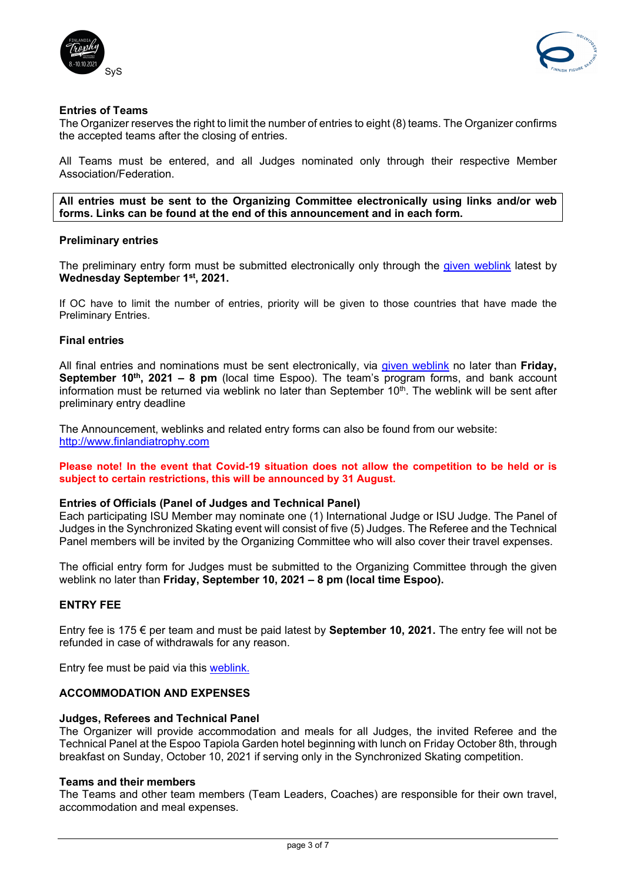**Entries of Teams**

The Organizer reserves the right to limit the number of entries to eight (8) teams. The Organizer confirms the accepted teams after the closing of entries.

All Teams must be entered, and all Judges nominated only through their respective Member Association/Federation.

**All entries must be sent to the Organizing Committee electronically using links and/or web forms. Links can be found at the end of this announcement and in each form.**

**Preliminary entries**

The preliminary entry form must be submitted electronically only through the given weblink latest by **Wednesday September 1st, 2021.**

If OC have to limit the number of entries, priority will be given to those countries that have made the Preliminary Entries.

**Final entries**

All final entries and nominations must be sent electronically, via given weblink no later than **Friday, September 10th, 2021 – 8 pm** (local time Espoo). The team's program forms, and bank account information must be returned via weblink no later than September 10th. The weblink will be sent after preliminary entry deadline

The Announcement, weblinks and related entry forms can also be found from our website: http://www.finlandiatrophy.com

**Please note! In the event that Covid-19 situation does not allow the competition to be held or is subject to certain restrictions, this will be announced by 31 August.**

**Entries of Officials (Panel of Judges and Technical Panel)**

Each participating ISU Member may nominate one (1) International Judge or ISU Judge. The Panel of Judges in the Synchronized Skating event will consist of five (5) Judges. The Referee and the Technical Panel members will be invited by the Organizing Committee who will also cover their travel expenses.

The official entry form for Judges must be submitted to the Organizing Committee through the given weblink no later than **Friday, September 10, 2021 – 8 pm (local time Espoo).**

**ENTRY FEE**

Entry fee is 175 € per team and must be paid latest by **September 10, 2021.** The entry fee will not be refunded in case of withdrawals for any reason.

Entry fee must be paid via this weblink.

**ACCOMMODATION AND EXPENSES**

**Judges, Referees and Technical Panel**

The Organizer will provide accommodation and meals for all Judges, the invited Referee and the Technical Panel at the Espoo Tapiola Garden hotel beginning with lunch on Friday October 8th, through breakfast on Sunday, October 10, 2021 if serving only in the Synchronized Skating competition.

**Teams and their members**

The Teams and other team members (Team Leaders, Coaches) are responsible for their own travel, accommodation and meal expenses.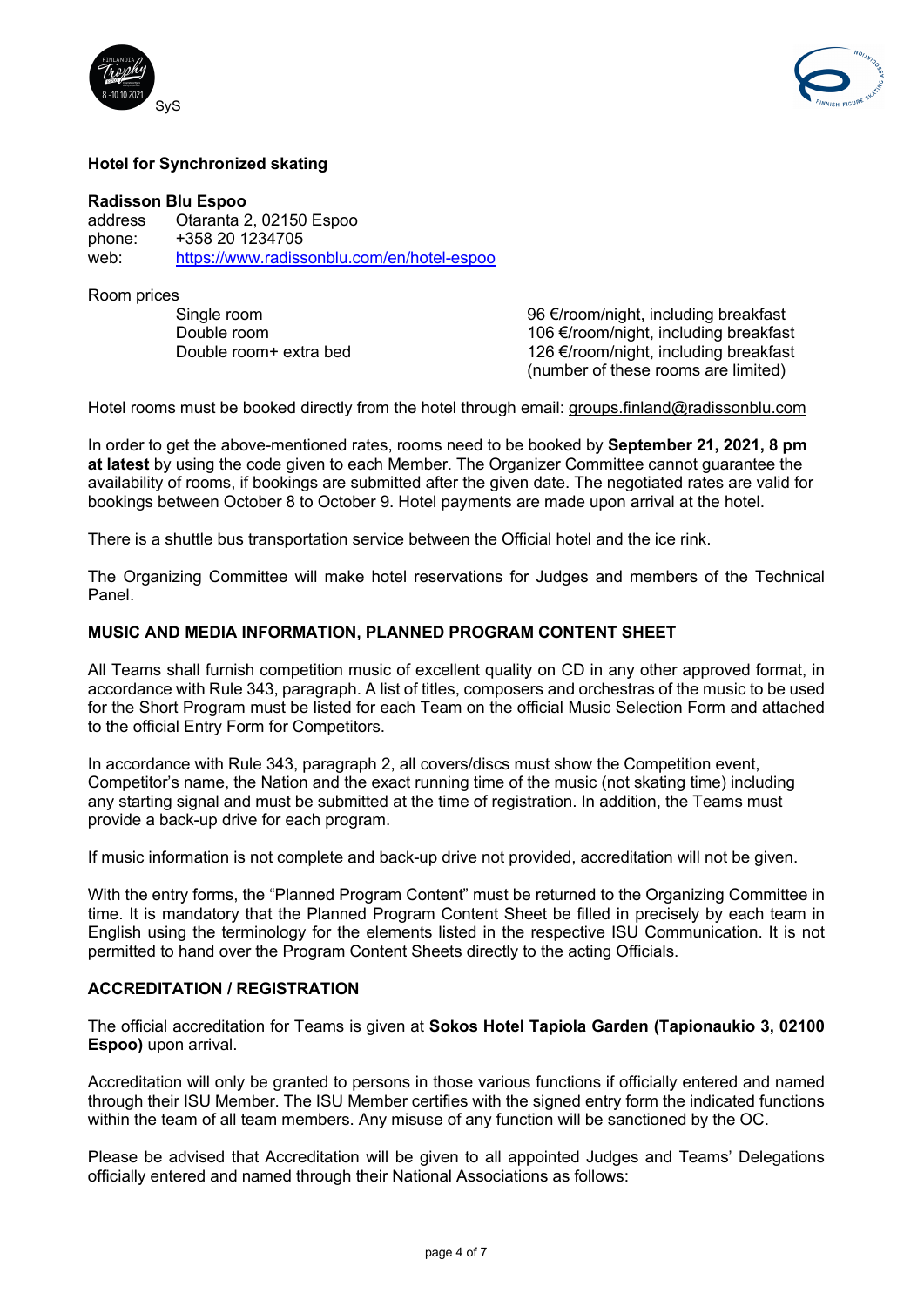### Hotel for Synchronized skating

**Radisson Blu Espoo**

address Otaranta 2, 02150 Espoo
phone: +358 20 1234705
web: https://www.radissonblu.com/en/hotel-espoo

Room prices

| | |
|---|---|
| Single room | 96 €/room/night, including breakfast |
| Double room | 106 €/room/night, including breakfast |
| Double room+ extra bed | 126 €/room/night, including breakfast (number of these rooms are limited) |

Hotel rooms must be booked directly from the hotel through email: groups.finland@radissonblu.com

In order to get the above-mentioned rates, rooms need to be booked by **September 21, 2021, 8 pm at latest** by using the code given to each Member. The Organizer Committee cannot guarantee the availability of rooms, if bookings are submitted after the given date. The negotiated rates are valid for bookings between October 8 to October 9. Hotel payments are made upon arrival at the hotel.

There is a shuttle bus transportation service between the Official hotel and the ice rink.

The Organizing Committee will make hotel reservations for Judges and members of the Technical Panel.

### MUSIC AND MEDIA INFORMATION, PLANNED PROGRAM CONTENT SHEET

All Teams shall furnish competition music of excellent quality on CD in any other approved format, in accordance with Rule 343, paragraph. A list of titles, composers and orchestras of the music to be used for the Short Program must be listed for each Team on the official Music Selection Form and attached to the official Entry Form for Competitors.

In accordance with Rule 343, paragraph 2, all covers/discs must show the Competition event, Competitor's name, the Nation and the exact running time of the music (not skating time) including any starting signal and must be submitted at the time of registration. In addition, the Teams must provide a back-up drive for each program.

If music information is not complete and back-up drive not provided, accreditation will not be given.

With the entry forms, the "Planned Program Content" must be returned to the Organizing Committee in time. It is mandatory that the Planned Program Content Sheet be filled in precisely by each team in English using the terminology for the elements listed in the respective ISU Communication. It is not permitted to hand over the Program Content Sheets directly to the acting Officials.

### ACCREDITATION / REGISTRATION

The official accreditation for Teams is given at **Sokos Hotel Tapiola Garden (Tapionaukio 3, 02100 Espoo)** upon arrival.

Accreditation will only be granted to persons in those various functions if officially entered and named through their ISU Member. The ISU Member certifies with the signed entry form the indicated functions within the team of all team members. Any misuse of any function will be sanctioned by the OC.

Please be advised that Accreditation will be given to all appointed Judges and Teams' Delegations officially entered and named through their National Associations as follows: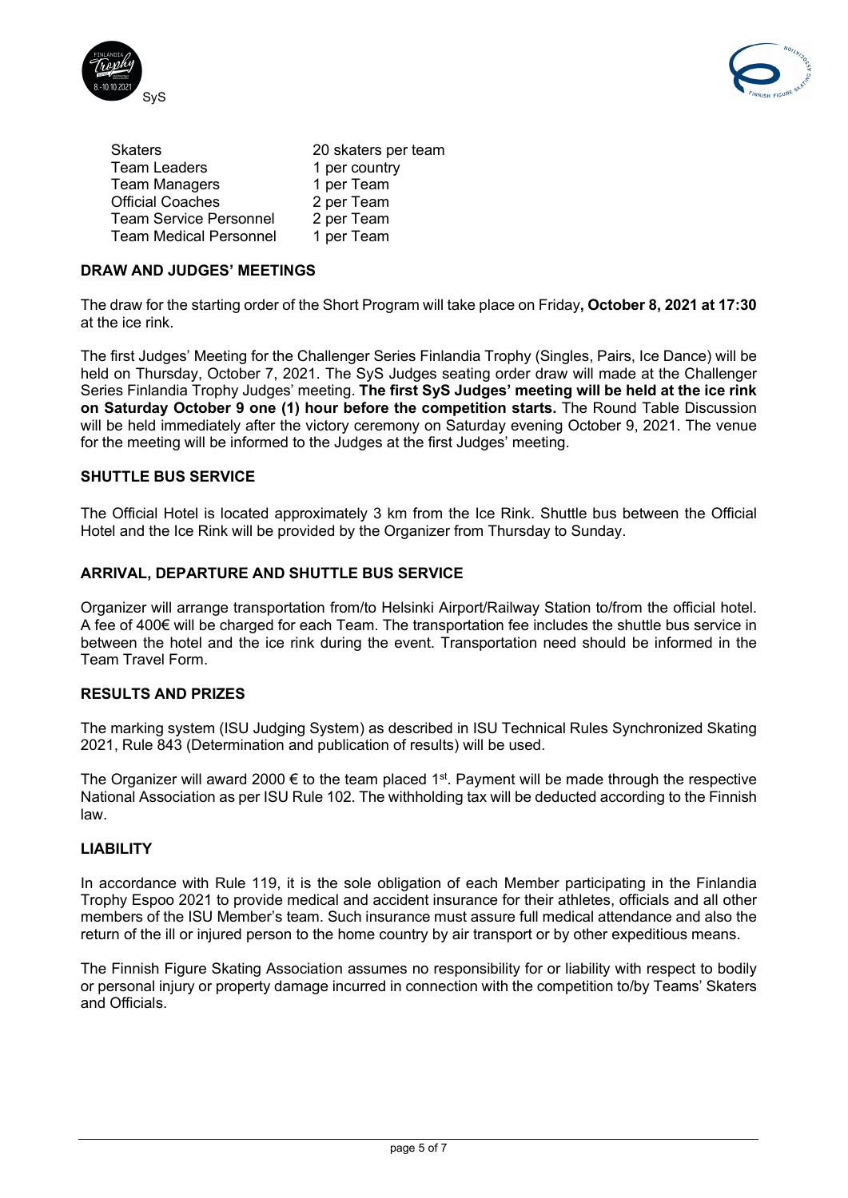| | |
|---|---|
| Skaters | 20 skaters per team |
| Team Leaders | 1 per country |
| Team Managers | 1 per Team |
| Official Coaches | 2 per Team |
| Team Service Personnel | 2 per Team |
| Team Medical Personnel | 1 per Team |

## DRAW AND JUDGES' MEETINGS

The draw for the starting order of the Short Program will take place on Friday**, October 8, 2021 at 17:30** at the ice rink.

The first Judges' Meeting for the Challenger Series Finlandia Trophy (Singles, Pairs, Ice Dance) will be held on Thursday, October 7, 2021. The SyS Judges seating order draw will made at the Challenger Series Finlandia Trophy Judges' meeting. **The first SyS Judges' meeting will be held at the ice rink on Saturday October 9 one (1) hour before the competition starts.** The Round Table Discussion will be held immediately after the victory ceremony on Saturday evening October 9, 2021. The venue for the meeting will be informed to the Judges at the first Judges' meeting.

## SHUTTLE BUS SERVICE

The Official Hotel is located approximately 3 km from the Ice Rink. Shuttle bus between the Official Hotel and the Ice Rink will be provided by the Organizer from Thursday to Sunday.

## ARRIVAL, DEPARTURE AND SHUTTLE BUS SERVICE

Organizer will arrange transportation from/to Helsinki Airport/Railway Station to/from the official hotel. A fee of 400€ will be charged for each Team. The transportation fee includes the shuttle bus service in between the hotel and the ice rink during the event. Transportation need should be informed in the Team Travel Form.

## RESULTS AND PRIZES

The marking system (ISU Judging System) as described in ISU Technical Rules Synchronized Skating 2021, Rule 843 (Determination and publication of results) will be used.

The Organizer will award 2000 € to the team placed 1st. Payment will be made through the respective National Association as per ISU Rule 102. The withholding tax will be deducted according to the Finnish law.

## LIABILITY

In accordance with Rule 119, it is the sole obligation of each Member participating in the Finlandia Trophy Espoo 2021 to provide medical and accident insurance for their athletes, officials and all other members of the ISU Member's team. Such insurance must assure full medical attendance and also the return of the ill or injured person to the home country by air transport or by other expeditious means.

The Finnish Figure Skating Association assumes no responsibility for or liability with respect to bodily or personal injury or property damage incurred in connection with the competition to/by Teams' Skaters and Officials.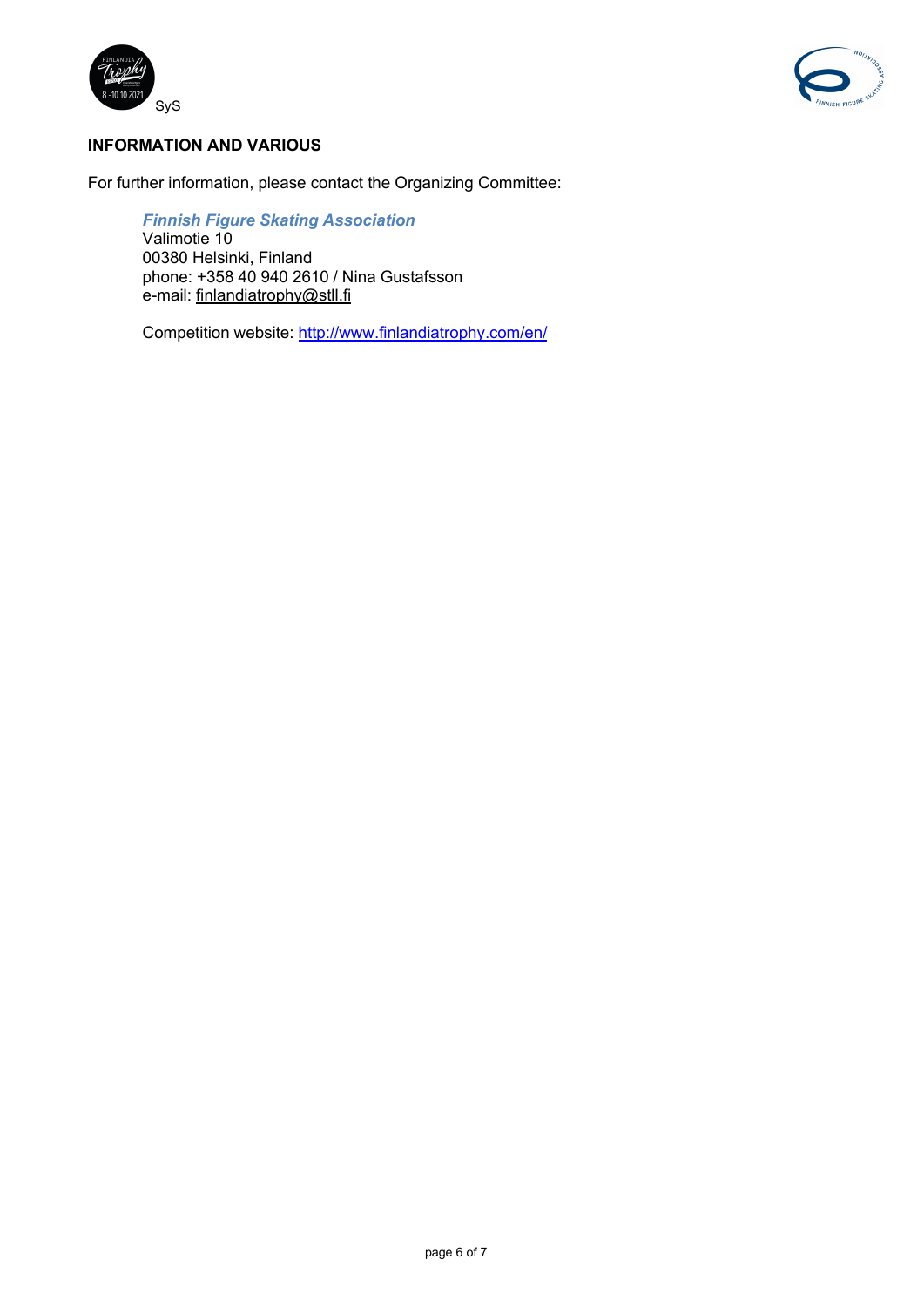## INFORMATION AND VARIOUS

For further information, please contact the Organizing Committee:

> ***Finnish Figure Skating Association***
> Valimotie 10
> 00380 Helsinki, Finland
> phone: +358 40 940 2610 / Nina Gustafsson
> e-mail: finlandiatrophy@stll.fi
>
> Competition website: http://www.finlandiatrophy.com/en/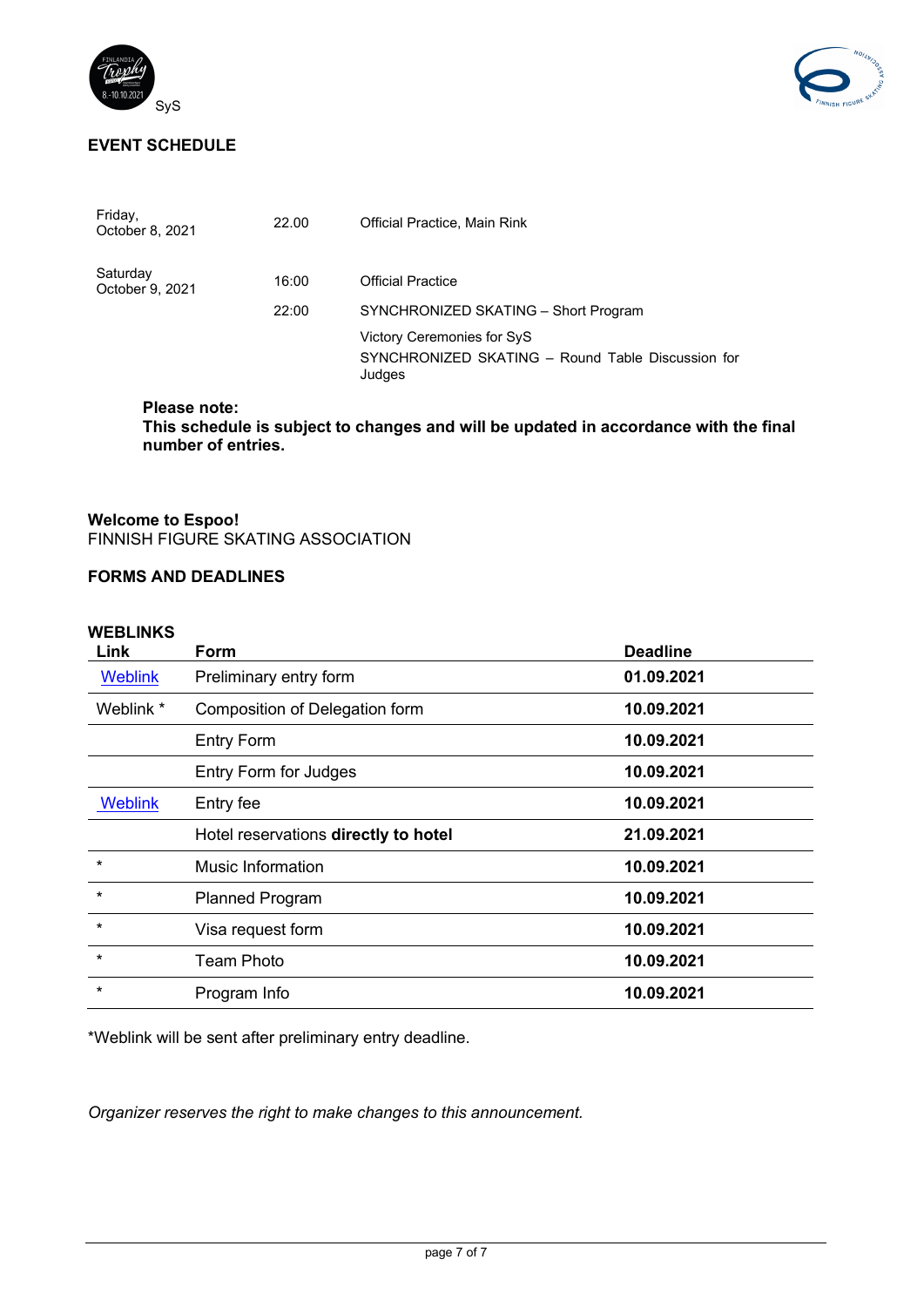SyS

## EVENT SCHEDULE

| | | |
|---|---|---|
| Friday, October 8, 2021 | 22.00 | Official Practice, Main Rink |
| Saturday October 9, 2021 | 16:00 | Official Practice |
| | 22:00 | SYNCHRONIZED SKATING – Short Program |
| | | Victory Ceremonies for SyS |
| | | SYNCHRONIZED SKATING – Round Table Discussion for Judges |

**Please note:**
**This schedule is subject to changes and will be updated in accordance with the final number of entries.**

**Welcome to Espoo!**
FINNISH FIGURE SKATING ASSOCIATION

## FORMS AND DEADLINES

### WEBLINKS

| Link | Form | Deadline |
|---|---|---|
| Weblink | Preliminary entry form | **01.09.2021** |
| Weblink * | Composition of Delegation form | **10.09.2021** |
| | Entry Form | **10.09.2021** |
| | Entry Form for Judges | **10.09.2021** |
| Weblink | Entry fee | **10.09.2021** |
| | Hotel reservations **directly to hotel** | **21.09.2021** |
| * | Music Information | **10.09.2021** |
| * | Planned Program | **10.09.2021** |
| * | Visa request form | **10.09.2021** |
| * | Team Photo | **10.09.2021** |
| * | Program Info | **10.09.2021** |

*Weblink will be sent after preliminary entry deadline.

*Organizer reserves the right to make changes to this announcement.*